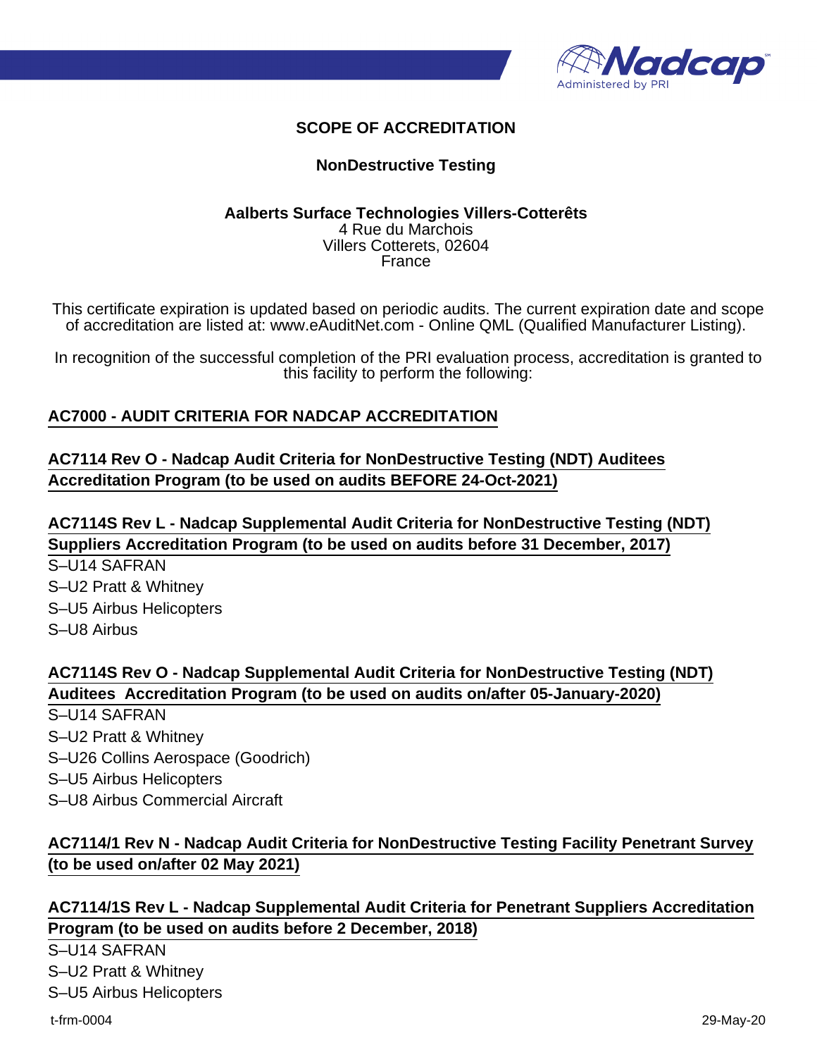# SCOPE OF ACCREDITATION

## NonDestructive Testing

**Aalberts Surface Technologies Villers-Cotterêts**
4 Rue du Marchois
Villers Cotterets, 02604
France

This certificate expiration is updated based on periodic audits. The current expiration date and scope of accreditation are listed at: www.eAuditNet.com - Online QML (Qualified Manufacturer Listing).

In recognition of the successful completion of the PRI evaluation process, accreditation is granted to this facility to perform the following:

### AC7000 - AUDIT CRITERIA FOR NADCAP ACCREDITATION

### AC7114 Rev O - Nadcap Audit Criteria for NonDestructive Testing (NDT) Auditees Accreditation Program (to be used on audits BEFORE 24-Oct-2021)

### AC7114S Rev L - Nadcap Supplemental Audit Criteria for NonDestructive Testing (NDT) Suppliers Accreditation Program (to be used on audits before 31 December, 2017)

S–U14 SAFRAN
S–U2 Pratt & Whitney
S–U5 Airbus Helicopters
S–U8 Airbus

### AC7114S Rev O - Nadcap Supplemental Audit Criteria for NonDestructive Testing (NDT) Auditees Accreditation Program (to be used on audits on/after 05-January-2020)

S–U14 SAFRAN
S–U2 Pratt & Whitney
S–U26 Collins Aerospace (Goodrich)
S–U5 Airbus Helicopters
S–U8 Airbus Commercial Aircraft

### AC7114/1 Rev N - Nadcap Audit Criteria for NonDestructive Testing Facility Penetrant Survey (to be used on/after 02 May 2021)

### AC7114/1S Rev L - Nadcap Supplemental Audit Criteria for Penetrant Suppliers Accreditation Program (to be used on audits before 2 December, 2018)

S–U14 SAFRAN
S–U2 Pratt & Whitney
S–U5 Airbus Helicopters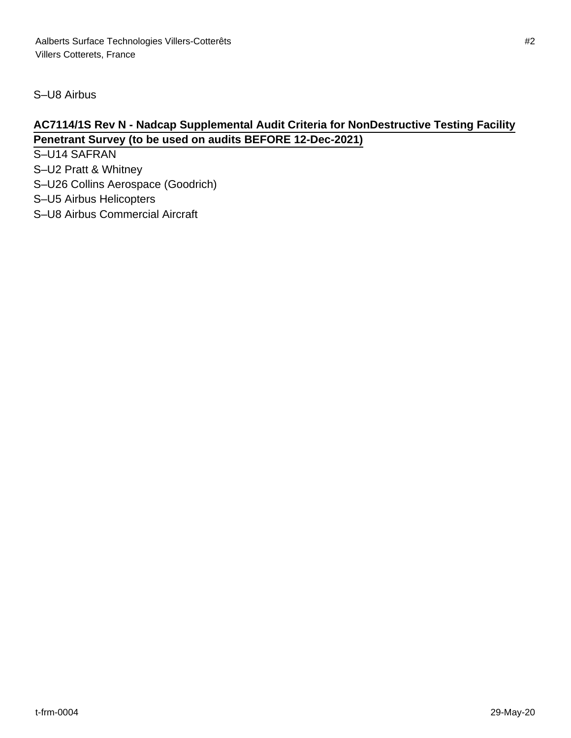S–U8 Airbus

**AC7114/1S Rev N - Nadcap Supplemental Audit Criteria for NonDestructive Testing Facility Penetrant Survey (to be used on audits BEFORE 12-Dec-2021)**

S–U14 SAFRAN

S–U2 Pratt & Whitney

S–U26 Collins Aerospace (Goodrich)

S–U5 Airbus Helicopters

S–U8 Airbus Commercial Aircraft